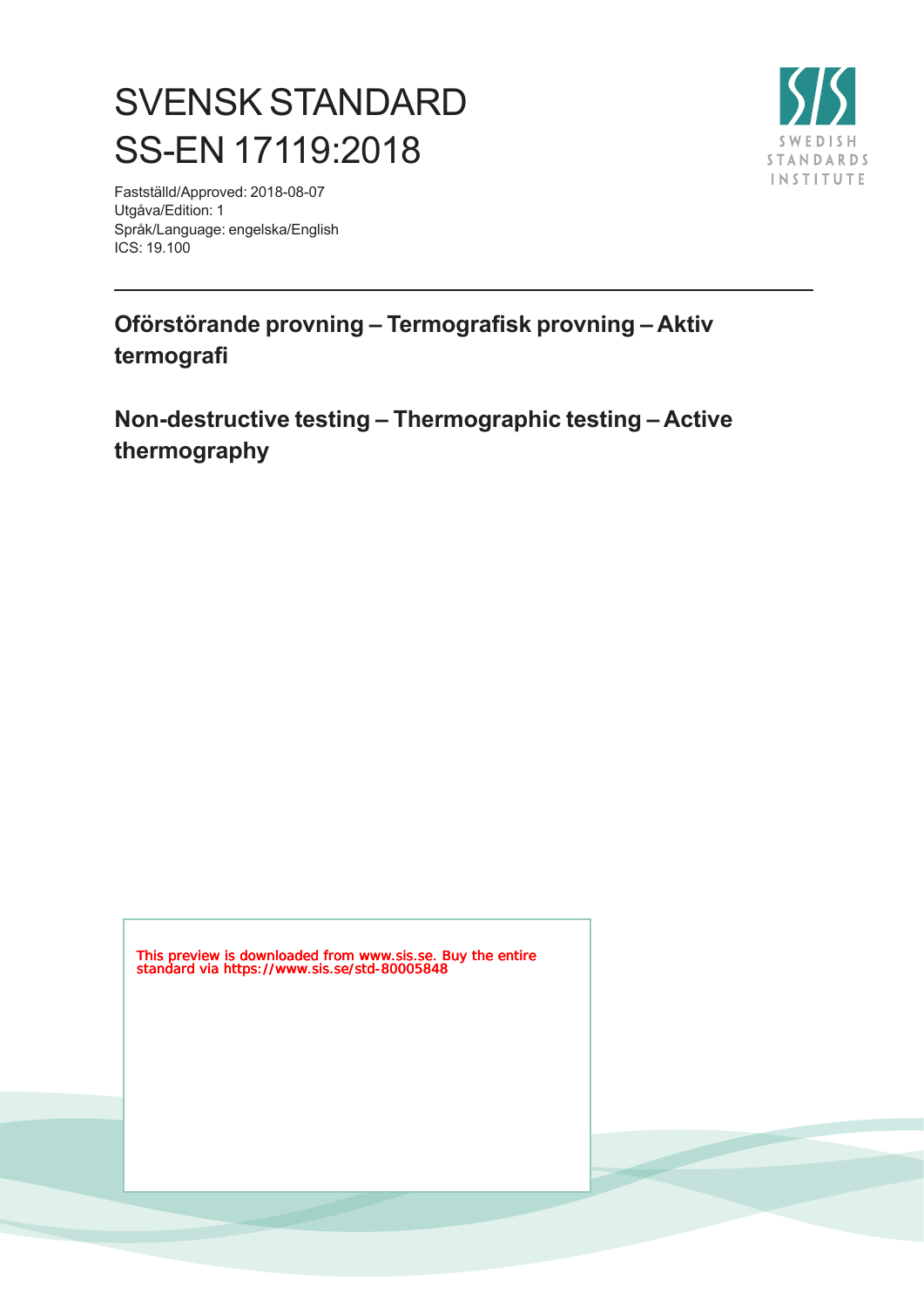# SVENSK STANDARD
# SS-EN 17119:2018

Fastställd/Approved: 2018-08-07
Utgåva/Edition: 1
Språk/Language: engelska/English
ICS: 19.100

SWEDISH STANDARDS INSTITUTE

## Oförstörande provning – Termografisk provning – Aktiv termografi

## Non-destructive testing – Thermographic testing – Active thermography

This preview is downloaded from www.sis.se. Buy the entire standard via https://www.sis.se/std-80005848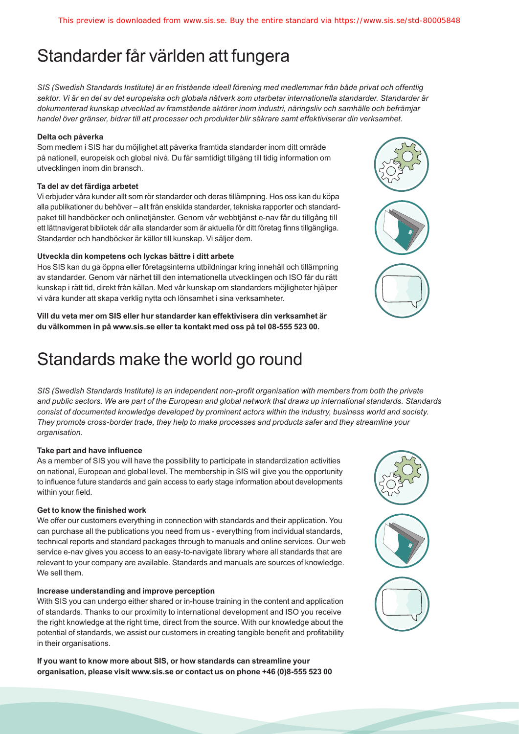# Standarder får världen att fungera

*SIS (Swedish Standards Institute) är en fristående ideell förening med medlemmar från både privat och offentlig sektor. Vi är en del av det europeiska och globala nätverk som utarbetar internationella standarder. Standarder är dokumenterad kunskap utvecklad av framstående aktörer inom industri, näringsliv och samhälle och befrämjar handel över gränser, bidrar till att processer och produkter blir säkrare samt effektiviserar din verksamhet.*

**Delta och påverka**

Som medlem i SIS har du möjlighet att påverka framtida standarder inom ditt område på nationell, europeisk och global nivå. Du får samtidigt tillgång till tidig information om utvecklingen inom din bransch.

**Ta del av det färdiga arbetet**

Vi erbjuder våra kunder allt som rör standarder och deras tillämpning. Hos oss kan du köpa alla publikationer du behöver – allt från enskilda standarder, tekniska rapporter och standardpaket till handböcker och onlinetjänster. Genom vår webbtjänst e-nav får du tillgång till ett lättnavigerat bibliotek där alla standarder som är aktuella för ditt företag finns tillgängliga. Standarder och handböcker är källor till kunskap. Vi säljer dem.

**Utveckla din kompetens och lyckas bättre i ditt arbete**

Hos SIS kan du gå öppna eller företagsinterna utbildningar kring innehåll och tillämpning av standarder. Genom vår närhet till den internationella utvecklingen och ISO får du rätt kunskap i rätt tid, direkt från källan. Med vår kunskap om standarders möjligheter hjälper vi våra kunder att skapa verklig nytta och lönsamhet i sina verksamheter.

**Vill du veta mer om SIS eller hur standarder kan effektivisera din verksamhet är du välkommen in på www.sis.se eller ta kontakt med oss på tel 08-555 523 00.**

# Standards make the world go round

*SIS (Swedish Standards Institute) is an independent non-profit organisation with members from both the private and public sectors. We are part of the European and global network that draws up international standards. Standards consist of documented knowledge developed by prominent actors within the industry, business world and society. They promote cross-border trade, they help to make processes and products safer and they streamline your organisation.*

**Take part and have influence**

As a member of SIS you will have the possibility to participate in standardization activities on national, European and global level. The membership in SIS will give you the opportunity to influence future standards and gain access to early stage information about developments within your field.

**Get to know the finished work**

We offer our customers everything in connection with standards and their application. You can purchase all the publications you need from us - everything from individual standards, technical reports and standard packages through to manuals and online services. Our web service e-nav gives you access to an easy-to-navigate library where all standards that are relevant to your company are available. Standards and manuals are sources of knowledge. We sell them.

**Increase understanding and improve perception**

With SIS you can undergo either shared or in-house training in the content and application of standards. Thanks to our proximity to international development and ISO you receive the right knowledge at the right time, direct from the source. With our knowledge about the potential of standards, we assist our customers in creating tangible benefit and profitability in their organisations.

**If you want to know more about SIS, or how standards can streamline your organisation, please visit www.sis.se or contact us on phone +46 (0)8-555 523 00**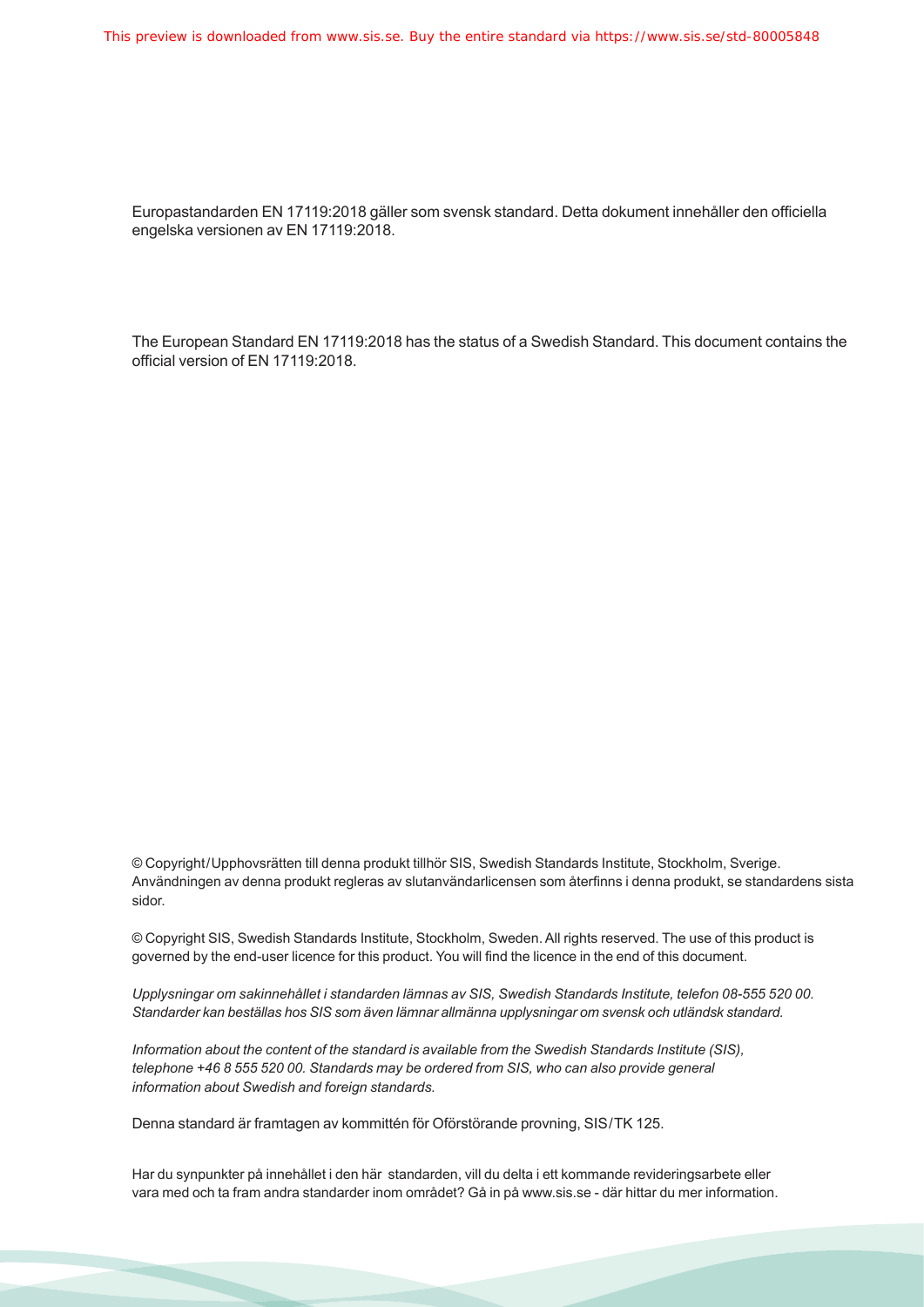This preview is downloaded from www.sis.se. Buy the entire standard via https://www.sis.se/std-80005848

Europastandarden EN 17119:2018 gäller som svensk standard. Detta dokument innehåller den officiella engelska versionen av EN 17119:2018.

The European Standard EN 17119:2018 has the status of a Swedish Standard. This document contains the official version of EN 17119:2018.

© Copyright/Upphovsrätten till denna produkt tillhör SIS, Swedish Standards Institute, Stockholm, Sverige. Användningen av denna produkt regleras av slutanvändarlicensen som återfinns i denna produkt, se standardens sista sidor.

© Copyright SIS, Swedish Standards Institute, Stockholm, Sweden. All rights reserved. The use of this product is governed by the end-user licence for this product. You will find the licence in the end of this document.

*Upplysningar om sakinnehållet i standarden lämnas av SIS, Swedish Standards Institute, telefon 08-555 520 00. Standarder kan beställas hos SIS som även lämnar allmänna upplysningar om svensk och utländsk standard.*

*Information about the content of the standard is available from the Swedish Standards Institute (SIS), telephone +46 8 555 520 00. Standards may be ordered from SIS, who can also provide general information about Swedish and foreign standards.*

Denna standard är framtagen av kommittén för Oförstörande provning, SIS/TK 125.

Har du synpunkter på innehållet i den här standarden, vill du delta i ett kommande revideringsarbete eller vara med och ta fram andra standarder inom området? Gå in på www.sis.se - där hittar du mer information.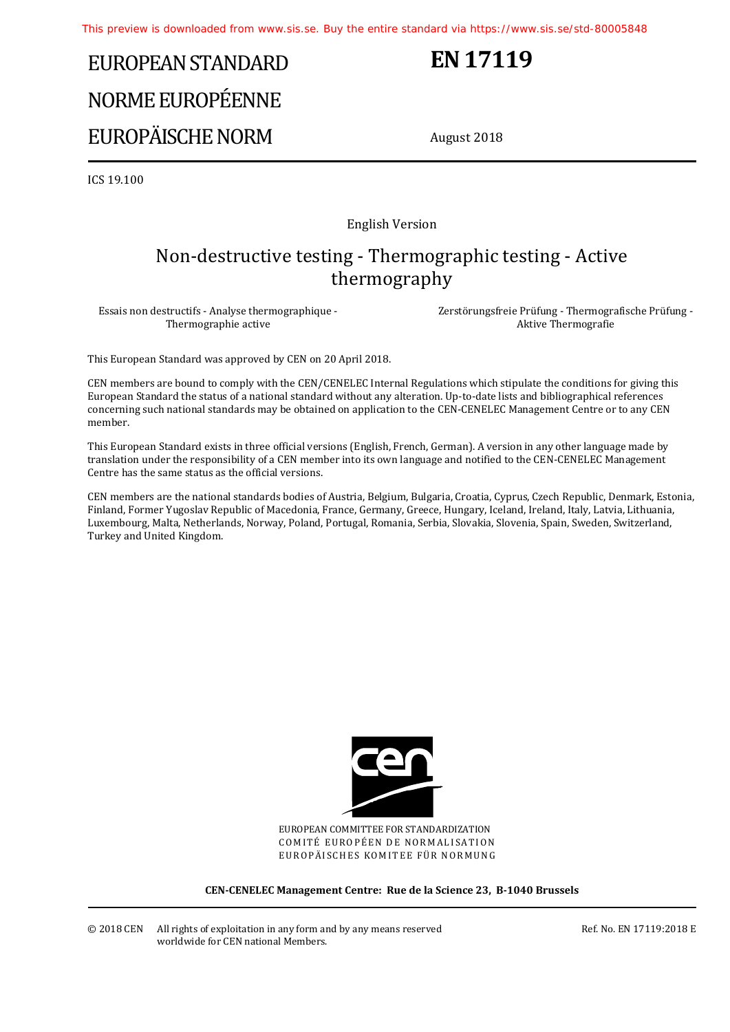# EUROPEAN STANDARD
# NORME EUROPÉENNE
# EUROPÄISCHE NORM

# EN 17119

August 2018

ICS 19.100

English Version

## Non-destructive testing - Thermographic testing - Active thermography

Essais non destructifs - Analyse thermographique - Thermographie active

Zerstörungsfreie Prüfung - Thermografische Prüfung - Aktive Thermografie

This European Standard was approved by CEN on 20 April 2018.

CEN members are bound to comply with the CEN/CENELEC Internal Regulations which stipulate the conditions for giving this European Standard the status of a national standard without any alteration. Up-to-date lists and bibliographical references concerning such national standards may be obtained on application to the CEN-CENELEC Management Centre or to any CEN member.

This European Standard exists in three official versions (English, French, German). A version in any other language made by translation under the responsibility of a CEN member into its own language and notified to the CEN-CENELEC Management Centre has the same status as the official versions.

CEN members are the national standards bodies of Austria, Belgium, Bulgaria, Croatia, Cyprus, Czech Republic, Denmark, Estonia, Finland, Former Yugoslav Republic of Macedonia, France, Germany, Greece, Hungary, Iceland, Ireland, Italy, Latvia, Lithuania, Luxembourg, Malta, Netherlands, Norway, Poland, Portugal, Romania, Serbia, Slovakia, Slovenia, Spain, Sweden, Switzerland, Turkey and United Kingdom.

EUROPEAN COMMITTEE FOR STANDARDIZATION
COMITÉ EUROPÉEN DE NORMALISATION
EUROPÄISCHES KOMITEE FÜR NORMUNG

**CEN-CENELEC Management Centre: Rue de la Science 23, B-1040 Brussels**

© 2018 CEN All rights of exploitation in any form and by any means reserved worldwide for CEN national Members.

Ref. No. EN 17119:2018 E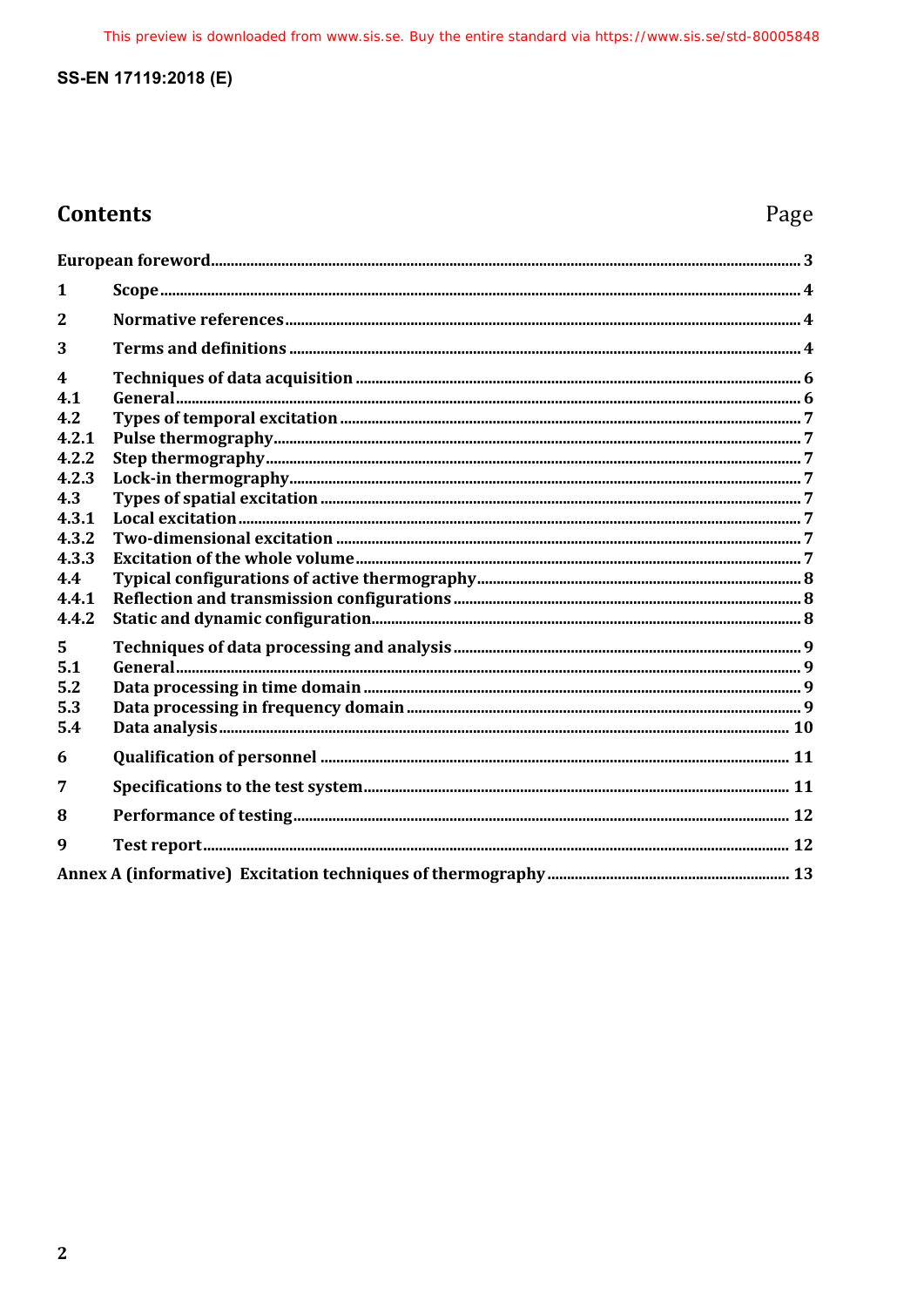# Contents

| | | Page |
|---|---|---|
| European foreword | | 3 |
| 1 | Scope | 4 |
| 2 | Normative references | 4 |
| 3 | Terms and definitions | 4 |
| 4 | Techniques of data acquisition | 6 |
| 4.1 | General | 6 |
| 4.2 | Types of temporal excitation | 7 |
| 4.2.1 | Pulse thermography | 7 |
| 4.2.2 | Step thermography | 7 |
| 4.2.3 | Lock-in thermography | 7 |
| 4.3 | Types of spatial excitation | 7 |
| 4.3.1 | Local excitation | 7 |
| 4.3.2 | Two-dimensional excitation | 7 |
| 4.3.3 | Excitation of the whole volume | 7 |
| 4.4 | Typical configurations of active thermography | 8 |
| 4.4.1 | Reflection and transmission configurations | 8 |
| 4.4.2 | Static and dynamic configuration | 8 |
| 5 | Techniques of data processing and analysis | 9 |
| 5.1 | General | 9 |
| 5.2 | Data processing in time domain | 9 |
| 5.3 | Data processing in frequency domain | 9 |
| 5.4 | Data analysis | 10 |
| 6 | Qualification of personnel | 11 |
| 7 | Specifications to the test system | 11 |
| 8 | Performance of testing | 12 |
| 9 | Test report | 12 |
| Annex A (informative) Excitation techniques of thermography | | 13 |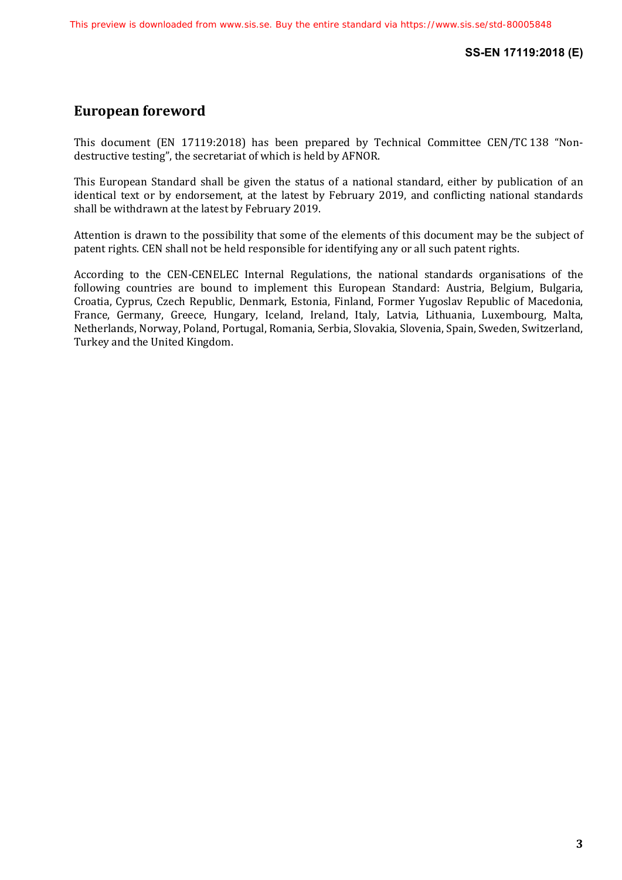## European foreword

This document (EN 17119:2018) has been prepared by Technical Committee CEN/TC 138 "Non-destructive testing", the secretariat of which is held by AFNOR.

This European Standard shall be given the status of a national standard, either by publication of an identical text or by endorsement, at the latest by February 2019, and conflicting national standards shall be withdrawn at the latest by February 2019.

Attention is drawn to the possibility that some of the elements of this document may be the subject of patent rights. CEN shall not be held responsible for identifying any or all such patent rights.

According to the CEN-CENELEC Internal Regulations, the national standards organisations of the following countries are bound to implement this European Standard: Austria, Belgium, Bulgaria, Croatia, Cyprus, Czech Republic, Denmark, Estonia, Finland, Former Yugoslav Republic of Macedonia, France, Germany, Greece, Hungary, Iceland, Ireland, Italy, Latvia, Lithuania, Luxembourg, Malta, Netherlands, Norway, Poland, Portugal, Romania, Serbia, Slovakia, Slovenia, Spain, Sweden, Switzerland, Turkey and the United Kingdom.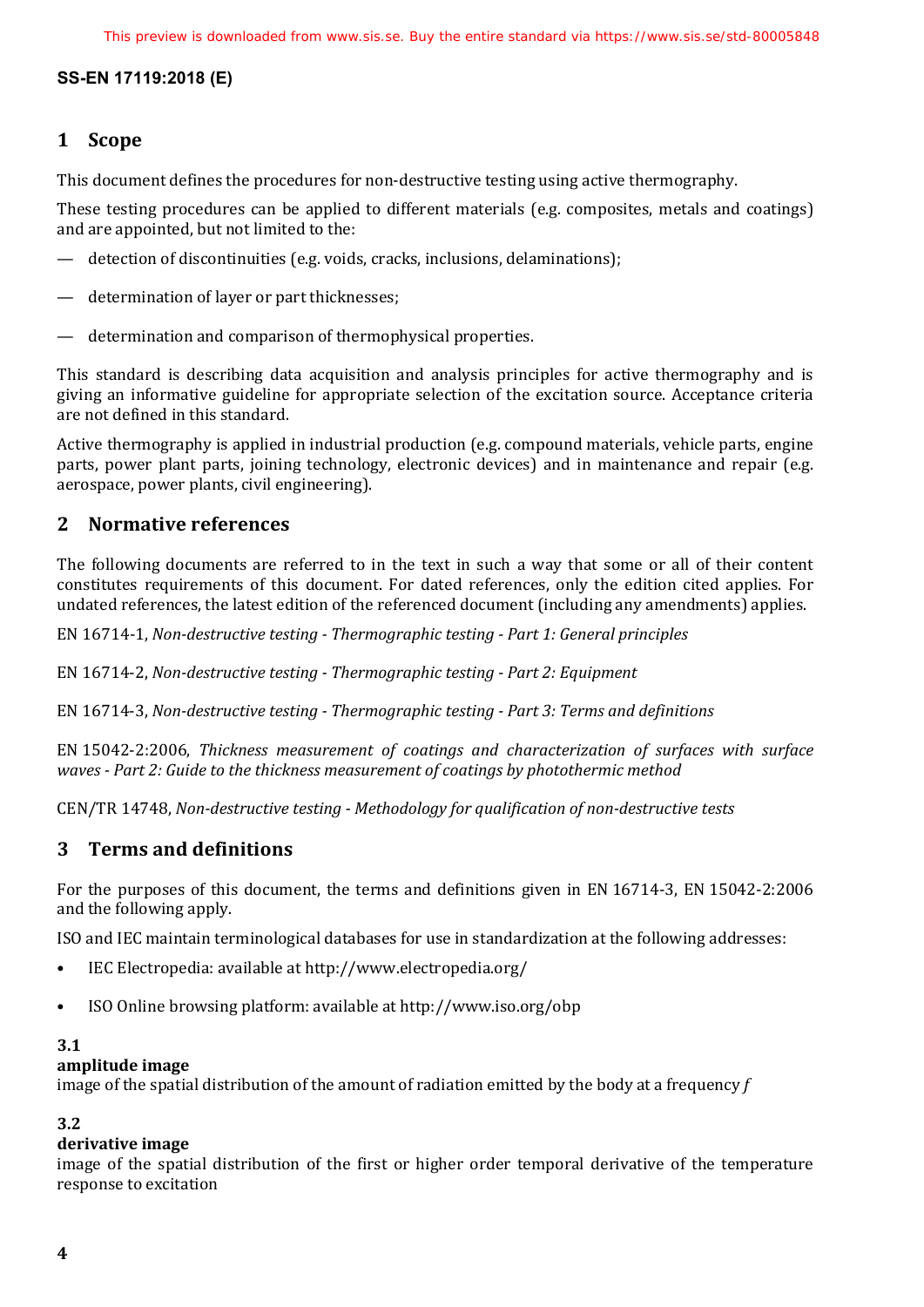## 1 Scope

This document defines the procedures for non-destructive testing using active thermography.

These testing procedures can be applied to different materials (e.g. composites, metals and coatings) and are appointed, but not limited to the:

— detection of discontinuities (e.g. voids, cracks, inclusions, delaminations);

— determination of layer or part thicknesses;

— determination and comparison of thermophysical properties.

This standard is describing data acquisition and analysis principles for active thermography and is giving an informative guideline for appropriate selection of the excitation source. Acceptance criteria are not defined in this standard.

Active thermography is applied in industrial production (e.g. compound materials, vehicle parts, engine parts, power plant parts, joining technology, electronic devices) and in maintenance and repair (e.g. aerospace, power plants, civil engineering).

## 2 Normative references

The following documents are referred to in the text in such a way that some or all of their content constitutes requirements of this document. For dated references, only the edition cited applies. For undated references, the latest edition of the referenced document (including any amendments) applies.

EN 16714-1, *Non-destructive testing - Thermographic testing - Part 1: General principles*

EN 16714-2, *Non-destructive testing - Thermographic testing - Part 2: Equipment*

EN 16714-3, *Non-destructive testing - Thermographic testing - Part 3: Terms and definitions*

EN 15042-2:2006, *Thickness measurement of coatings and characterization of surfaces with surface waves - Part 2: Guide to the thickness measurement of coatings by photothermic method*

CEN/TR 14748, *Non-destructive testing - Methodology for qualification of non-destructive tests*

## 3 Terms and definitions

For the purposes of this document, the terms and definitions given in EN 16714-3, EN 15042-2:2006 and the following apply.

ISO and IEC maintain terminological databases for use in standardization at the following addresses:

- IEC Electropedia: available at http://www.electropedia.org/
- ISO Online browsing platform: available at http://www.iso.org/obp

### 3.1
**amplitude image**
image of the spatial distribution of the amount of radiation emitted by the body at a frequency $f$

### 3.2
**derivative image**
image of the spatial distribution of the first or higher order temporal derivative of the temperature response to excitation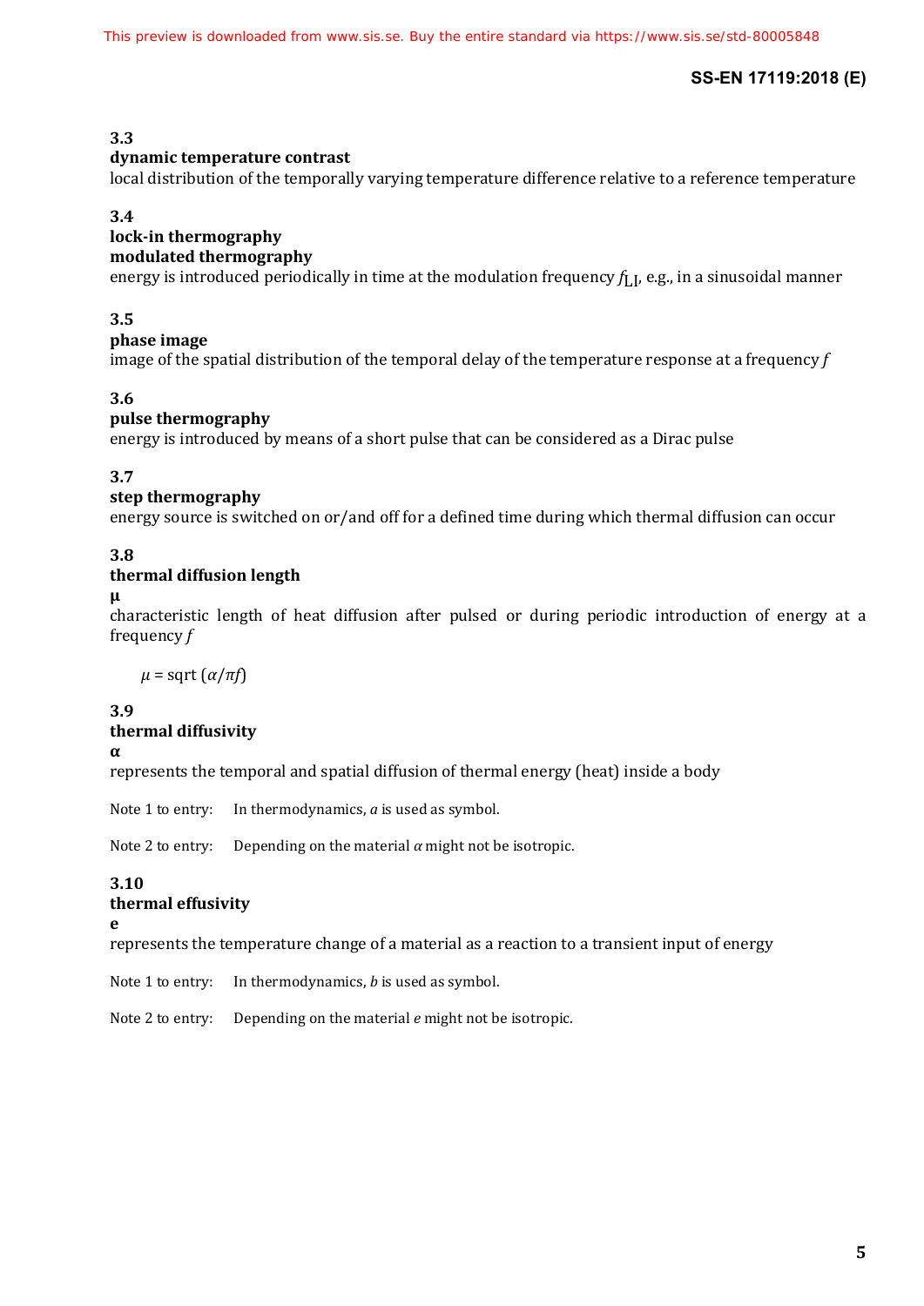### 3.3

**dynamic temperature contrast**

local distribution of the temporally varying temperature difference relative to a reference temperature

### 3.4

**lock-in thermography**

**modulated thermography**

energy is introduced periodically in time at the modulation frequency $f_{\mathrm{LI}}$, e.g., in a sinusoidal manner

### 3.5

**phase image**

image of the spatial distribution of the temporal delay of the temperature response at a frequency $f$

### 3.6

**pulse thermography**

energy is introduced by means of a short pulse that can be considered as a Dirac pulse

### 3.7

**step thermography**

energy source is switched on or/and off for a defined time during which thermal diffusion can occur

### 3.8

**thermal diffusion length**

**μ**

characteristic length of heat diffusion after pulsed or during periodic introduction of energy at a frequency $f$

$$\mu = \mathrm{sqrt}\,(\alpha/\pi f)$$

### 3.9

**thermal diffusivity**

**α**

represents the temporal and spatial diffusion of thermal energy (heat) inside a body

Note 1 to entry: In thermodynamics, $a$ is used as symbol.

Note 2 to entry: Depending on the material $\alpha$ might not be isotropic.

### 3.10

**thermal effusivity**

**e**

represents the temperature change of a material as a reaction to a transient input of energy

Note 1 to entry: In thermodynamics, $b$ is used as symbol.

Note 2 to entry: Depending on the material $e$ might not be isotropic.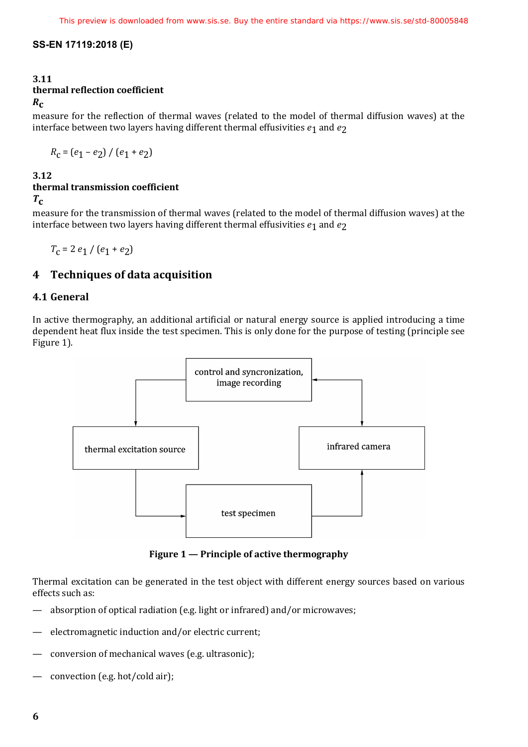### 3.11
**thermal reflection coefficient**

$\boldsymbol{R_c}$

measure for the reflection of thermal waves (related to the model of thermal diffusion waves) at the interface between two layers having different thermal effusivities $e_1$ and $e_2$

$$R_c = (e_1 - e_2) / (e_1 + e_2)$$

### 3.12
**thermal transmission coefficient**

$\boldsymbol{T_c}$

measure for the transmission of thermal waves (related to the model of thermal diffusion waves) at the interface between two layers having different thermal effusivities $e_1$ and $e_2$

$$T_c = 2\, e_1 / (e_1 + e_2)$$

## 4 Techniques of data acquisition

### 4.1 General

In active thermography, an additional artificial or natural energy source is applied introducing a time dependent heat flux inside the test specimen. This is only done for the purpose of testing (principle see Figure 1).

control and syncronization, image recording

thermal excitation source

infrared camera

test specimen

**Figure 1 — Principle of active thermography**

Thermal excitation can be generated in the test object with different energy sources based on various effects such as:

- absorption of optical radiation (e.g. light or infrared) and/or microwaves;
- electromagnetic induction and/or electric current;
- conversion of mechanical waves (e.g. ultrasonic);
- convection (e.g. hot/cold air);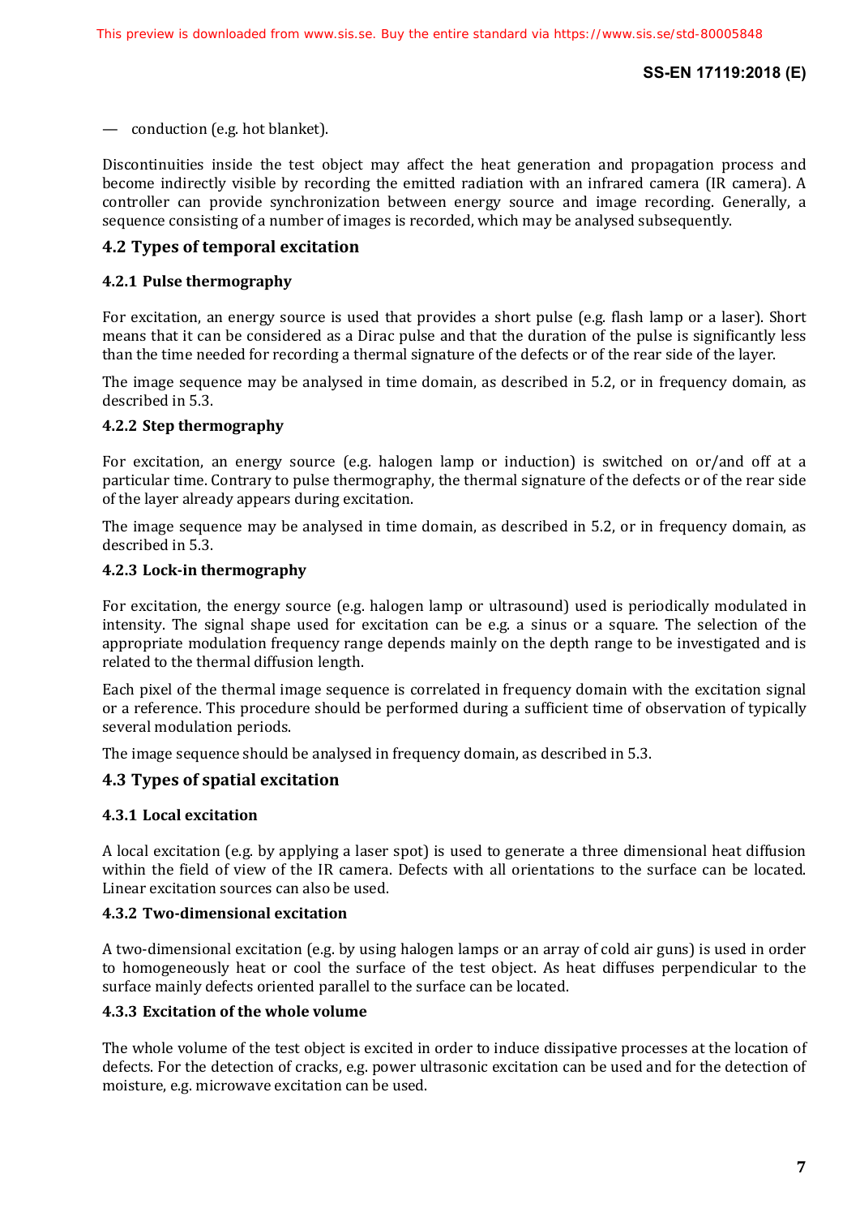— conduction (e.g. hot blanket).

Discontinuities inside the test object may affect the heat generation and propagation process and become indirectly visible by recording the emitted radiation with an infrared camera (IR camera). A controller can provide synchronization between energy source and image recording. Generally, a sequence consisting of a number of images is recorded, which may be analysed subsequently.

## 4.2 Types of temporal excitation

### 4.2.1 Pulse thermography

For excitation, an energy source is used that provides a short pulse (e.g. flash lamp or a laser). Short means that it can be considered as a Dirac pulse and that the duration of the pulse is significantly less than the time needed for recording a thermal signature of the defects or of the rear side of the layer.

The image sequence may be analysed in time domain, as described in 5.2, or in frequency domain, as described in 5.3.

### 4.2.2 Step thermography

For excitation, an energy source (e.g. halogen lamp or induction) is switched on or/and off at a particular time. Contrary to pulse thermography, the thermal signature of the defects or of the rear side of the layer already appears during excitation.

The image sequence may be analysed in time domain, as described in 5.2, or in frequency domain, as described in 5.3.

### 4.2.3 Lock-in thermography

For excitation, the energy source (e.g. halogen lamp or ultrasound) used is periodically modulated in intensity. The signal shape used for excitation can be e.g. a sinus or a square. The selection of the appropriate modulation frequency range depends mainly on the depth range to be investigated and is related to the thermal diffusion length.

Each pixel of the thermal image sequence is correlated in frequency domain with the excitation signal or a reference. This procedure should be performed during a sufficient time of observation of typically several modulation periods.

The image sequence should be analysed in frequency domain, as described in 5.3.

## 4.3 Types of spatial excitation

### 4.3.1 Local excitation

A local excitation (e.g. by applying a laser spot) is used to generate a three dimensional heat diffusion within the field of view of the IR camera. Defects with all orientations to the surface can be located. Linear excitation sources can also be used.

### 4.3.2 Two-dimensional excitation

A two-dimensional excitation (e.g. by using halogen lamps or an array of cold air guns) is used in order to homogeneously heat or cool the surface of the test object. As heat diffuses perpendicular to the surface mainly defects oriented parallel to the surface can be located.

### 4.3.3 Excitation of the whole volume

The whole volume of the test object is excited in order to induce dissipative processes at the location of defects. For the detection of cracks, e.g. power ultrasonic excitation can be used and for the detection of moisture, e.g. microwave excitation can be used.